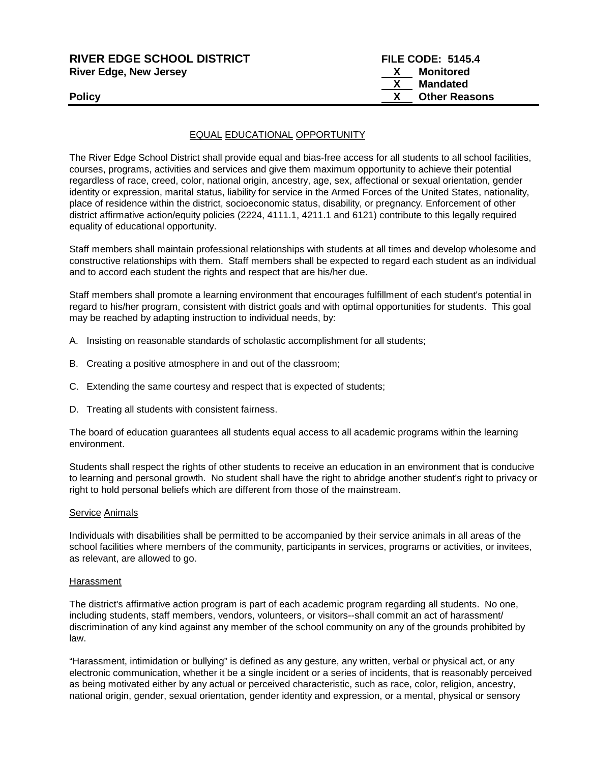**RIVER EDGE SCHOOL DISTRICT**
**River Edge, New Jersey**

**Policy**

**FILE CODE: 5145.4**
**X** Monitored
**X** Mandated
**X** Other Reasons

EQUAL EDUCATIONAL OPPORTUNITY

The River Edge School District shall provide equal and bias-free access for all students to all school facilities, courses, programs, activities and services and give them maximum opportunity to achieve their potential regardless of race, creed, color, national origin, ancestry, age, sex, affectional or sexual orientation, gender identity or expression, marital status, liability for service in the Armed Forces of the United States, nationality, place of residence within the district, socioeconomic status, disability, or pregnancy. Enforcement of other district affirmative action/equity policies (2224, 4111.1, 4211.1 and 6121) contribute to this legally required equality of educational opportunity.

Staff members shall maintain professional relationships with students at all times and develop wholesome and constructive relationships with them. Staff members shall be expected to regard each student as an individual and to accord each student the rights and respect that are his/her due.

Staff members shall promote a learning environment that encourages fulfillment of each student's potential in regard to his/her program, consistent with district goals and with optimal opportunities for students. This goal may be reached by adapting instruction to individual needs, by:

A. Insisting on reasonable standards of scholastic accomplishment for all students;

B. Creating a positive atmosphere in and out of the classroom;

C. Extending the same courtesy and respect that is expected of students;

D. Treating all students with consistent fairness.

The board of education guarantees all students equal access to all academic programs within the learning environment.

Students shall respect the rights of other students to receive an education in an environment that is conducive to learning and personal growth. No student shall have the right to abridge another student's right to privacy or right to hold personal beliefs which are different from those of the mainstream.

Service Animals

Individuals with disabilities shall be permitted to be accompanied by their service animals in all areas of the school facilities where members of the community, participants in services, programs or activities, or invitees, as relevant, are allowed to go.

Harassment

The district's affirmative action program is part of each academic program regarding all students. No one, including students, staff members, vendors, volunteers, or visitors--shall commit an act of harassment/ discrimination of any kind against any member of the school community on any of the grounds prohibited by law.

"Harassment, intimidation or bullying" is defined as any gesture, any written, verbal or physical act, or any electronic communication, whether it be a single incident or a series of incidents, that is reasonably perceived as being motivated either by any actual or perceived characteristic, such as race, color, religion, ancestry, national origin, gender, sexual orientation, gender identity and expression, or a mental, physical or sensory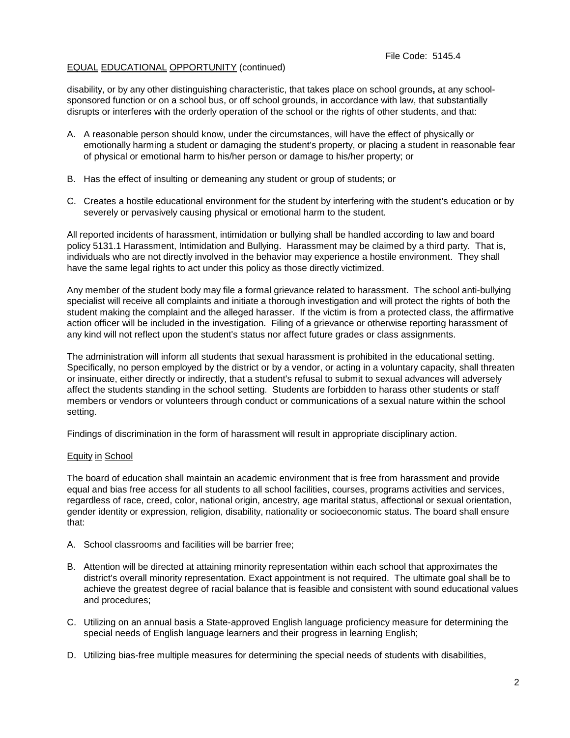File Code: 5145.4

EQUAL EDUCATIONAL OPPORTUNITY (continued)

disability, or by any other distinguishing characteristic, that takes place on school grounds**,** at any school-sponsored function or on a school bus, or off school grounds, in accordance with law, that substantially disrupts or interferes with the orderly operation of the school or the rights of other students, and that:

A. A reasonable person should know, under the circumstances, will have the effect of physically or emotionally harming a student or damaging the student's property, or placing a student in reasonable fear of physical or emotional harm to his/her person or damage to his/her property; or

B. Has the effect of insulting or demeaning any student or group of students; or

C. Creates a hostile educational environment for the student by interfering with the student's education or by severely or pervasively causing physical or emotional harm to the student.

All reported incidents of harassment, intimidation or bullying shall be handled according to law and board policy 5131.1 Harassment, Intimidation and Bullying. Harassment may be claimed by a third party. That is, individuals who are not directly involved in the behavior may experience a hostile environment. They shall have the same legal rights to act under this policy as those directly victimized.

Any member of the student body may file a formal grievance related to harassment. The school anti-bullying specialist will receive all complaints and initiate a thorough investigation and will protect the rights of both the student making the complaint and the alleged harasser. If the victim is from a protected class, the affirmative action officer will be included in the investigation. Filing of a grievance or otherwise reporting harassment of any kind will not reflect upon the student's status nor affect future grades or class assignments.

The administration will inform all students that sexual harassment is prohibited in the educational setting. Specifically, no person employed by the district or by a vendor, or acting in a voluntary capacity, shall threaten or insinuate, either directly or indirectly, that a student's refusal to submit to sexual advances will adversely affect the students standing in the school setting. Students are forbidden to harass other students or staff members or vendors or volunteers through conduct or communications of a sexual nature within the school setting.

Findings of discrimination in the form of harassment will result in appropriate disciplinary action.

Equity in School

The board of education shall maintain an academic environment that is free from harassment and provide equal and bias free access for all students to all school facilities, courses, programs activities and services, regardless of race, creed, color, national origin, ancestry, age marital status, affectional or sexual orientation, gender identity or expression, religion, disability, nationality or socioeconomic status. The board shall ensure that:

A. School classrooms and facilities will be barrier free;

B. Attention will be directed at attaining minority representation within each school that approximates the district's overall minority representation. Exact appointment is not required. The ultimate goal shall be to achieve the greatest degree of racial balance that is feasible and consistent with sound educational values and procedures;

C. Utilizing on an annual basis a State-approved English language proficiency measure for determining the special needs of English language learners and their progress in learning English;

D. Utilizing bias-free multiple measures for determining the special needs of students with disabilities,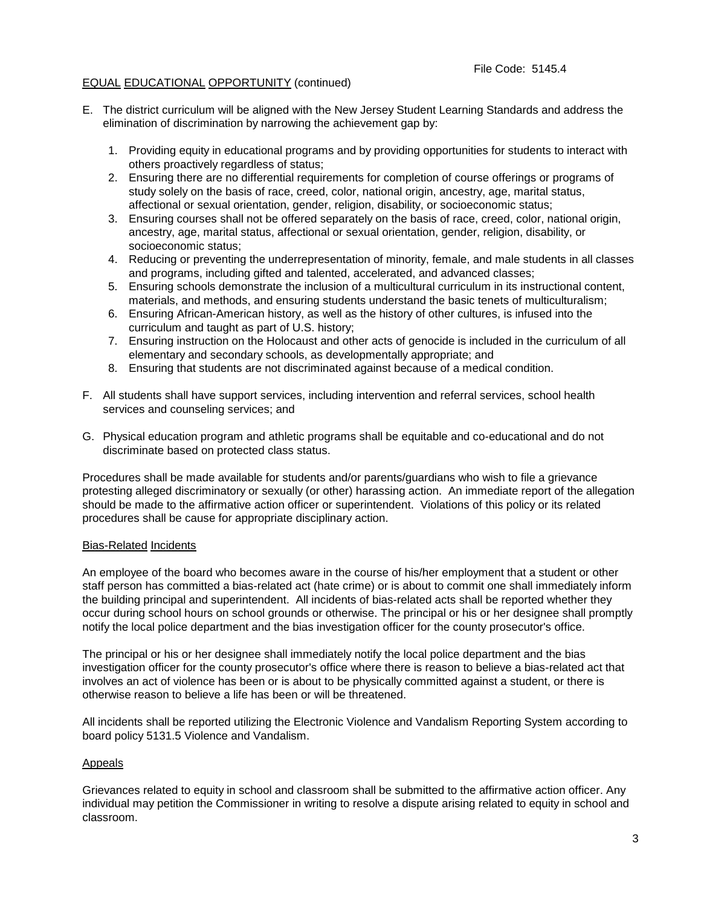EQUAL EDUCATIONAL OPPORTUNITY (continued)

E. The district curriculum will be aligned with the New Jersey Student Learning Standards and address the elimination of discrimination by narrowing the achievement gap by:

   1. Providing equity in educational programs and by providing opportunities for students to interact with others proactively regardless of status;
   2. Ensuring there are no differential requirements for completion of course offerings or programs of study solely on the basis of race, creed, color, national origin, ancestry, age, marital status, affectional or sexual orientation, gender, religion, disability, or socioeconomic status;
   3. Ensuring courses shall not be offered separately on the basis of race, creed, color, national origin, ancestry, age, marital status, affectional or sexual orientation, gender, religion, disability, or socioeconomic status;
   4. Reducing or preventing the underrepresentation of minority, female, and male students in all classes and programs, including gifted and talented, accelerated, and advanced classes;
   5. Ensuring schools demonstrate the inclusion of a multicultural curriculum in its instructional content, materials, and methods, and ensuring students understand the basic tenets of multiculturalism;
   6. Ensuring African-American history, as well as the history of other cultures, is infused into the curriculum and taught as part of U.S. history;
   7. Ensuring instruction on the Holocaust and other acts of genocide is included in the curriculum of all elementary and secondary schools, as developmentally appropriate; and
   8. Ensuring that students are not discriminated against because of a medical condition.

F. All students shall have support services, including intervention and referral services, school health services and counseling services; and

G. Physical education program and athletic programs shall be equitable and co-educational and do not discriminate based on protected class status.

Procedures shall be made available for students and/or parents/guardians who wish to file a grievance protesting alleged discriminatory or sexually (or other) harassing action. An immediate report of the allegation should be made to the affirmative action officer or superintendent. Violations of this policy or its related procedures shall be cause for appropriate disciplinary action.

## Bias-Related Incidents

An employee of the board who becomes aware in the course of his/her employment that a student or other staff person has committed a bias-related act (hate crime) or is about to commit one shall immediately inform the building principal and superintendent. All incidents of bias-related acts shall be reported whether they occur during school hours on school grounds or otherwise. The principal or his or her designee shall promptly notify the local police department and the bias investigation officer for the county prosecutor's office.

The principal or his or her designee shall immediately notify the local police department and the bias investigation officer for the county prosecutor's office where there is reason to believe a bias-related act that involves an act of violence has been or is about to be physically committed against a student, or there is otherwise reason to believe a life has been or will be threatened.

All incidents shall be reported utilizing the Electronic Violence and Vandalism Reporting System according to board policy 5131.5 Violence and Vandalism.

## Appeals

Grievances related to equity in school and classroom shall be submitted to the affirmative action officer. Any individual may petition the Commissioner in writing to resolve a dispute arising related to equity in school and classroom.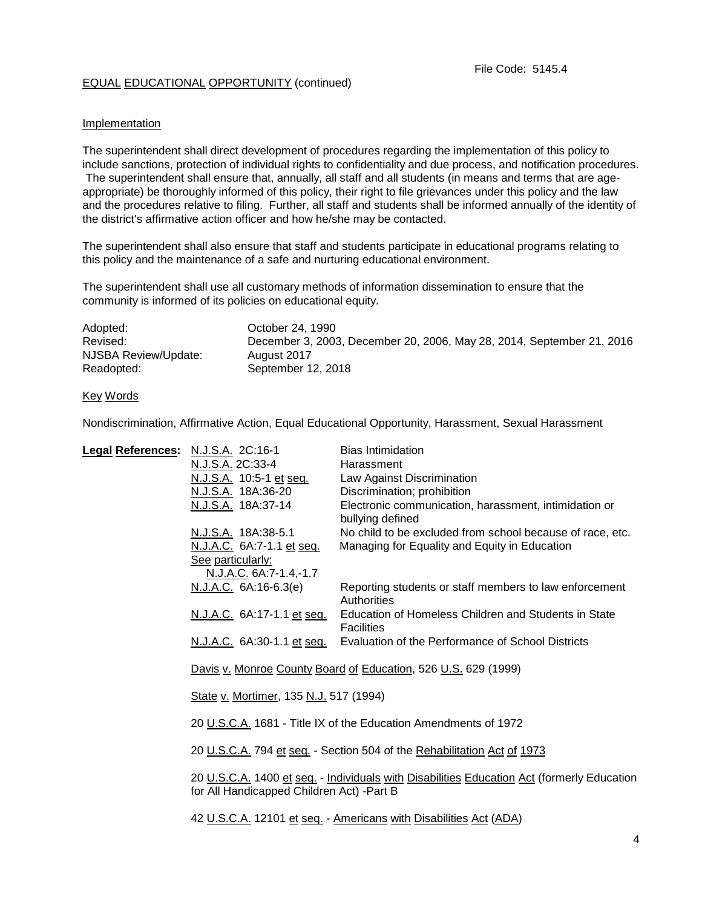EQUAL EDUCATIONAL OPPORTUNITY (continued)

## Implementation

The superintendent shall direct development of procedures regarding the implementation of this policy to include sanctions, protection of individual rights to confidentiality and due process, and notification procedures. The superintendent shall ensure that, annually, all staff and all students (in means and terms that are age-appropriate) be thoroughly informed of this policy, their right to file grievances under this policy and the law and the procedures relative to filing. Further, all staff and students shall be informed annually of the identity of the district's affirmative action officer and how he/she may be contacted.

The superintendent shall also ensure that staff and students participate in educational programs relating to this policy and the maintenance of a safe and nurturing educational environment.

The superintendent shall use all customary methods of information dissemination to ensure that the community is informed of its policies on educational equity.

| | |
|---|---|
| Adopted: | October 24, 1990 |
| Revised: | December 3, 2003, December 20, 2006, May 28, 2014, September 21, 2016 |
| NJSBA Review/Update: | August 2017 |
| Readopted: | September 12, 2018 |

## Key Words

Nondiscrimination, Affirmative Action, Equal Educational Opportunity, Harassment, Sexual Harassment

**Legal References:**

| | |
|---|---|
| N.J.S.A. 2C:16-1 | Bias Intimidation |
| N.J.S.A. 2C:33-4 | Harassment |
| N.J.S.A. 10:5-1 et seq. | Law Against Discrimination |
| N.J.S.A. 18A:36-20 | Discrimination; prohibition |
| N.J.S.A. 18A:37-14 | Electronic communication, harassment, intimidation or bullying defined |
| N.J.S.A. 18A:38-5.1 | No child to be excluded from school because of race, etc. |
| N.J.A.C. 6A:7-1.1 et seq. See particularly: N.J.A.C. 6A:7-1.4,-1.7 | Managing for Equality and Equity in Education |
| N.J.A.C. 6A:16-6.3(e) | Reporting students or staff members to law enforcement Authorities |
| N.J.A.C. 6A:17-1.1 et seq. | Education of Homeless Children and Students in State Facilities |
| N.J.A.C. 6A:30-1.1 et seq. | Evaluation of the Performance of School Districts |

Davis v. Monroe County Board of Education, 526 U.S. 629 (1999)

State v. Mortimer, 135 N.J. 517 (1994)

20 U.S.C.A. 1681 - Title IX of the Education Amendments of 1972

20 U.S.C.A. 794 et seq. - Section 504 of the Rehabilitation Act of 1973

20 U.S.C.A. 1400 et seq. - Individuals with Disabilities Education Act (formerly Education for All Handicapped Children Act) -Part B

42 U.S.C.A. 12101 et seq. - Americans with Disabilities Act (ADA)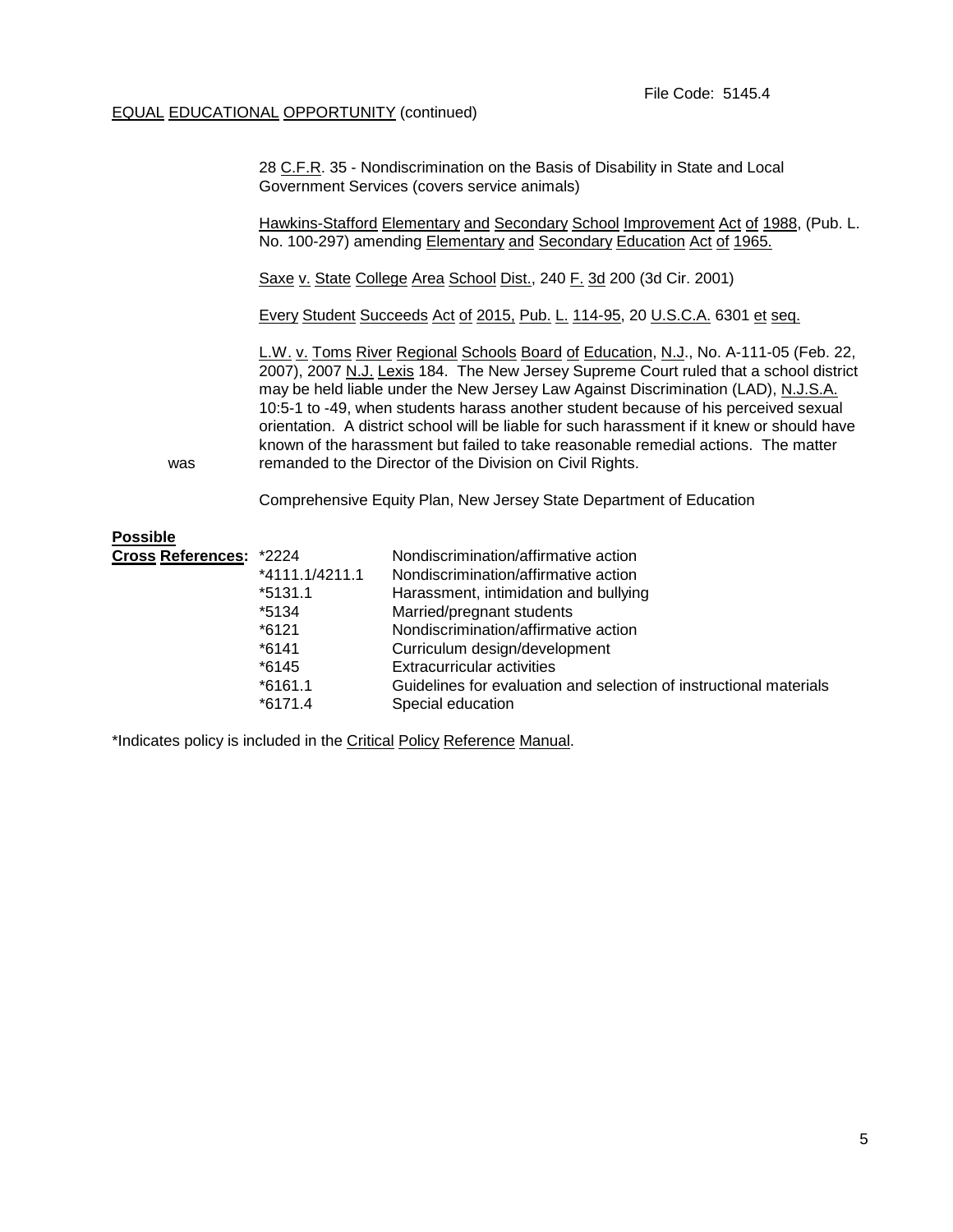EQUAL EDUCATIONAL OPPORTUNITY (continued)

28 C.F.R. 35 - Nondiscrimination on the Basis of Disability in State and Local Government Services (covers service animals)

Hawkins-Stafford Elementary and Secondary School Improvement Act of 1988, (Pub. L. No. 100-297) amending Elementary and Secondary Education Act of 1965.

Saxe v. State College Area School Dist., 240 F. 3d 200 (3d Cir. 2001)

Every Student Succeeds Act of 2015, Pub. L. 114-95, 20 U.S.C.A. 6301 et seq.

L.W. v. Toms River Regional Schools Board of Education, N.J., No. A-111-05 (Feb. 22, 2007), 2007 N.J. Lexis 184. The New Jersey Supreme Court ruled that a school district may be held liable under the New Jersey Law Against Discrimination (LAD), N.J.S.A. 10:5-1 to -49, when students harass another student because of his perceived sexual orientation. A district school will be liable for such harassment if it knew or should have known of the harassment but failed to take reasonable remedial actions. The matter was remanded to the Director of the Division on Civil Rights.

Comprehensive Equity Plan, New Jersey State Department of Education

**Possible Cross References:**

| | | |
|---|---|---|
| | *2224 | Nondiscrimination/affirmative action |
| | *4111.1/4211.1 | Nondiscrimination/affirmative action |
| | *5131.1 | Harassment, intimidation and bullying |
| | *5134 | Married/pregnant students |
| | *6121 | Nondiscrimination/affirmative action |
| | *6141 | Curriculum design/development |
| | *6145 | Extracurricular activities |
| | *6161.1 | Guidelines for evaluation and selection of instructional materials |
| | *6171.4 | Special education |

*Indicates policy is included in the Critical Policy Reference Manual.